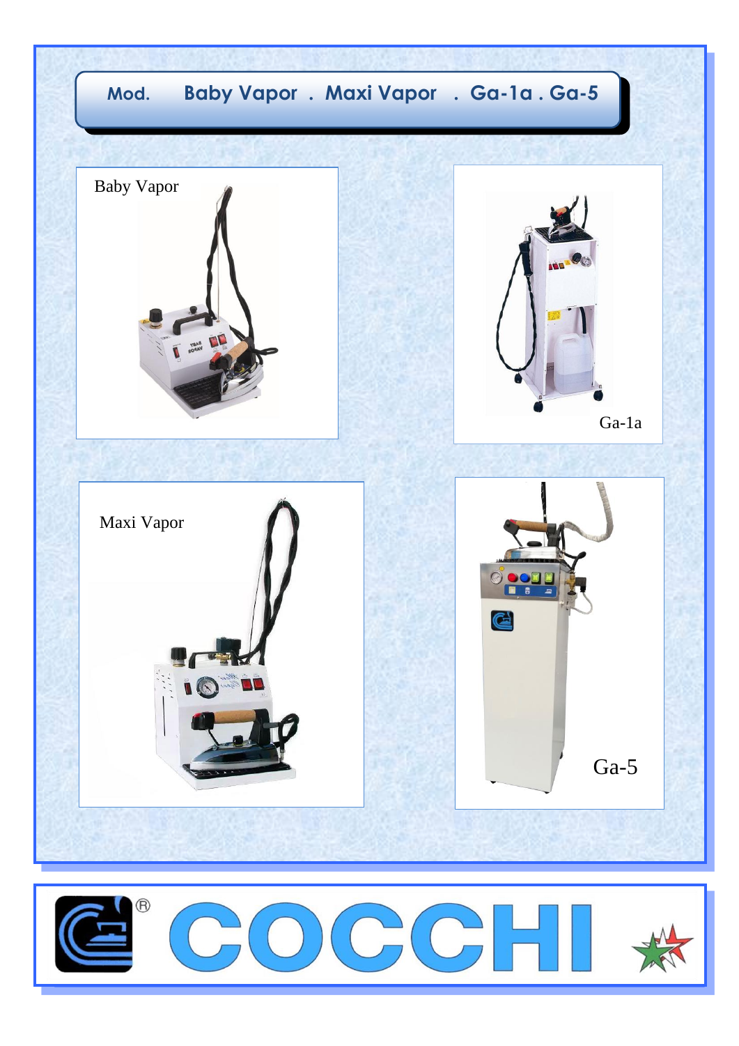# Mod. Baby Vapor . Maxi Vapor . Ga-1a . Ga-5

Baby Vapor

Ga-1a

Maxi Vapor

Ga-5

COCCHI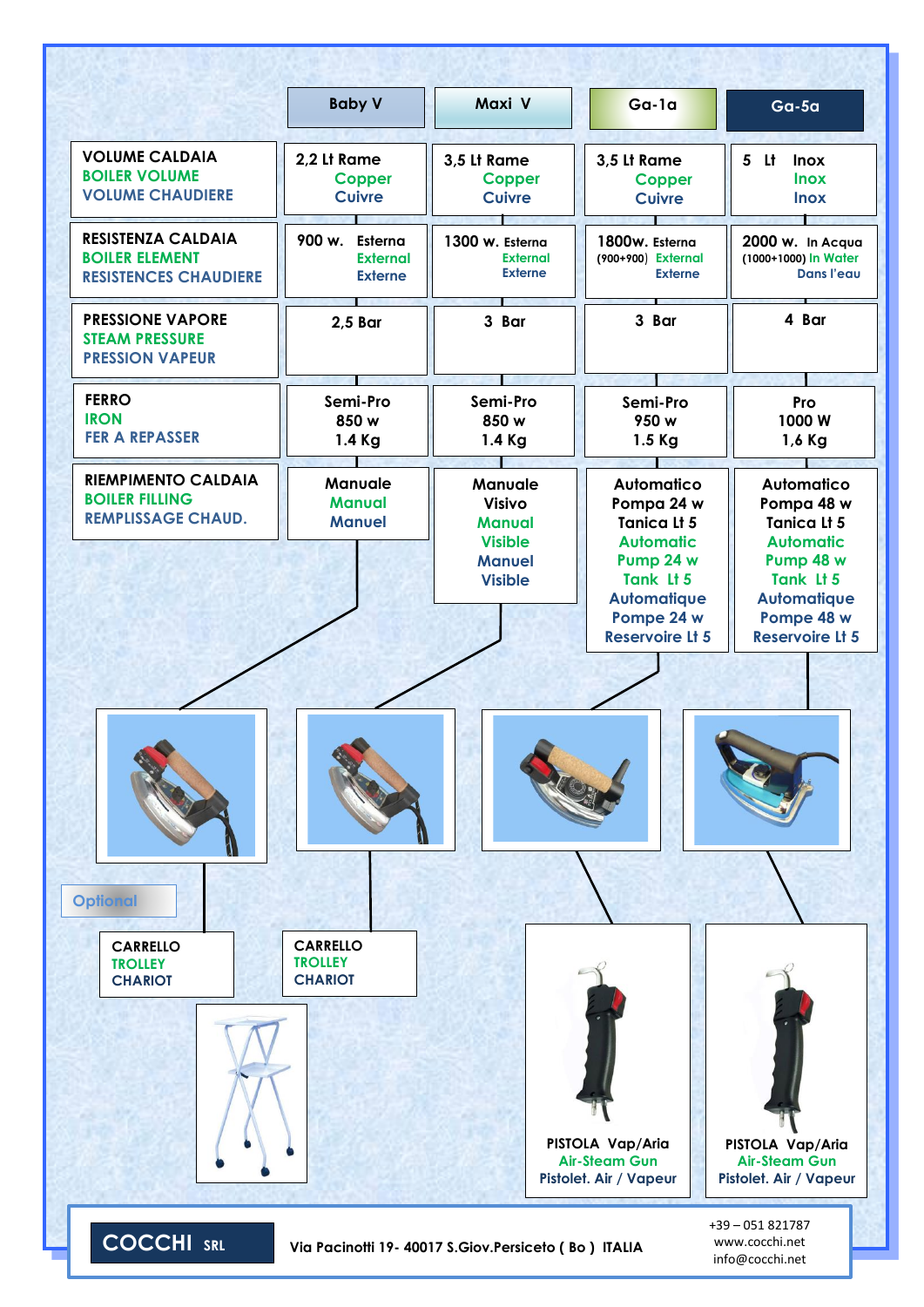| | Baby V | Maxi V | Ga-1a | Ga-5a |
|---|---|---|---|---|
| VOLUME CALDAIA<br>BOILER VOLUME<br>VOLUME CHAUDIERE | 2,2 Lt Rame<br>Copper<br>Cuivre | 3,5 Lt Rame<br>Copper<br>Cuivre | 3,5 Lt Rame<br>Copper<br>Cuivre | 5 Lt Inox<br>Inox<br>Inox |
| RESISTENZA CALDAIA<br>BOILER ELEMENT<br>RESISTENCES CHAUDIERE | 900 w. Esterna<br>External<br>Externe | 1300 w. Esterna<br>External<br>Externe | 1800w. Esterna<br>(900+900) External<br>Externe | 2000 w. In Acqua<br>(1000+1000) In Water<br>Dans l'eau |
| PRESSIONE VAPORE<br>STEAM PRESSURE<br>PRESSION VAPEUR | 2,5 Bar | 3 Bar | 3 Bar | 4 Bar |
| FERRO<br>IRON<br>FER A REPASSER | Semi-Pro<br>850 w<br>1.4 Kg | Semi-Pro<br>850 w<br>1.4 Kg | Semi-Pro<br>950 w<br>1.5 Kg | Pro<br>1000 W<br>1,6 Kg |
| RIEMPIMENTO CALDAIA<br>BOILER FILLING<br>REMPLISSAGE CHAUD. | Manuale<br>Manual<br>Manuel | Manuale<br>Visivo<br>Manual<br>Visible<br>Manuel<br>Visible | Automatico<br>Pompa 24 w<br>Tanica Lt 5<br>Automatic<br>Pump 24 w<br>Tank Lt 5<br>Automatique<br>Pompe 24 w<br>Reservoire Lt 5 | Automatico<br>Pompa 48 w<br>Tanica Lt 5<br>Automatic<br>Pump 48 w<br>Tank Lt 5<br>Automatique<br>Pompe 48 w<br>Reservoire Lt 5 |

Optional

CARRELLO
TROLLEY
CHARIOT

CARRELLO
TROLLEY
CHARIOT

PISTOLA Vap/Aria
Air-Steam Gun
Pistolet. Air / Vapeur

PISTOLA Vap/Aria
Air-Steam Gun
Pistolet. Air / Vapeur

**COCCHI** SRL

Via Pacinotti 19- 40017 S.Giov.Persiceto ( Bo ) ITALIA

+39 – 051 821787
www.cocchi.net
info@cocchi.net